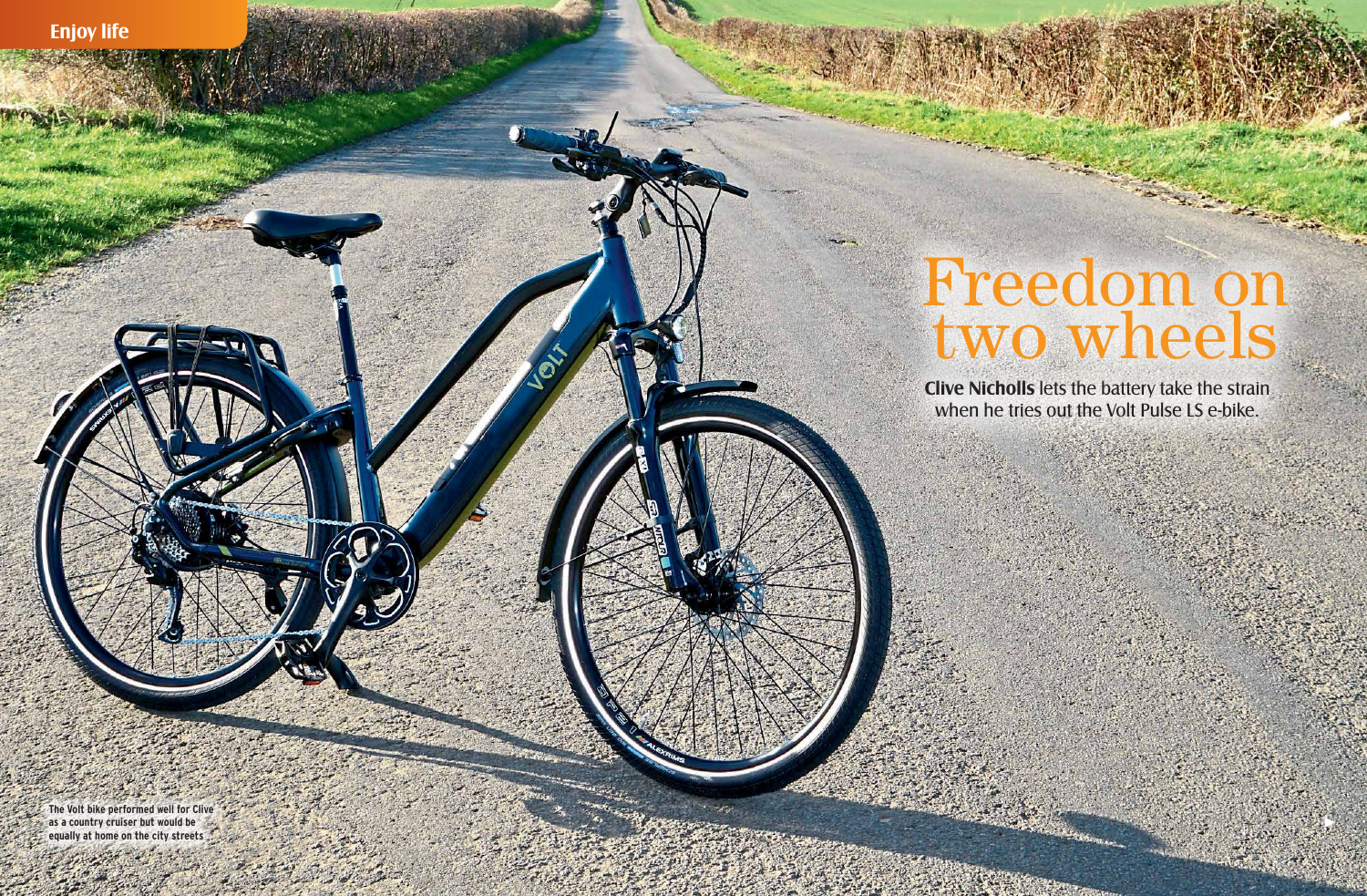# Freedom on two wheels

**Clive Nicholls** lets the battery take the strain when he tries out the Volt Pulse LS e-bike.

The Volt bike performed well for Clive as a country cruiser but would be equally at home on the city streets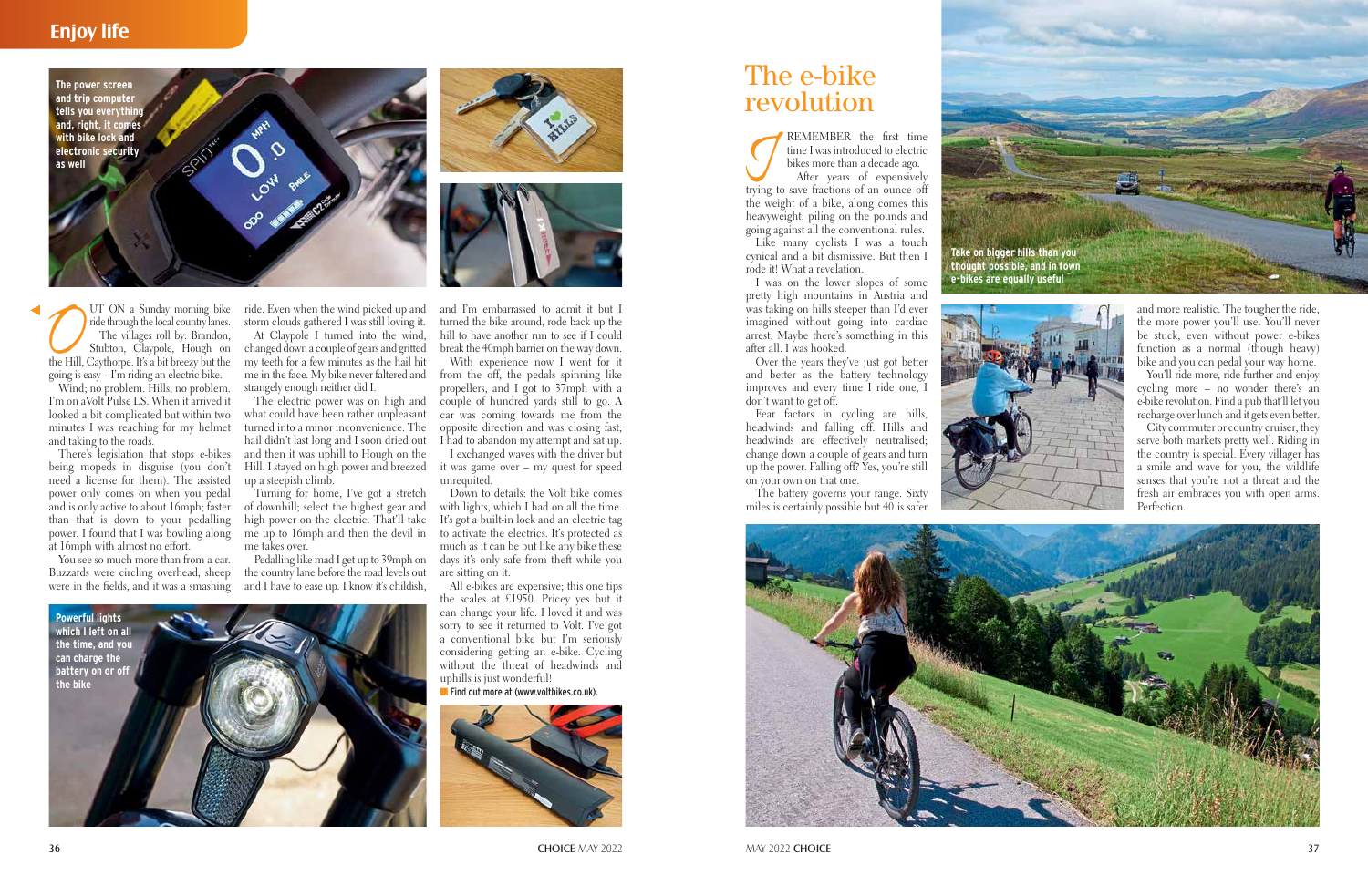OUT ON a Sunday morning bike ride through the local country lanes. The villages roll by: Brandon, Stubton, Claypole, Hough on the Hill, Caythorpe. It's a bit breezy but the going is easy – I'm riding an electric bike.

Wind; no problem. Hills; no problem. I'm on a Volt Pulse LS. When it arrived it looked a bit complicated but within two minutes I was reaching for my helmet and taking to the roads.

There's legislation that stops e-bikes being mopeds in disguise (you don't need a license for them). The assisted power only comes on when you pedal and is only active to about 16mph; faster than that is down to your pedalling power. I found that I was bowling along at 16mph with almost no effort.

You see so much more than from a car. Buzzards were circling overhead, sheep were in the fields, and it was a smashing ride. Even when the wind picked up and storm clouds gathered I was still loving it.

At Claypole I turned into the wind, changed down a couple of gears and gritted my teeth for a few minutes as the hail hit me in the face. My bike never faltered and strangely enough neither did I.

The electric power was on high and what could have been rather unpleasant turned into a minor inconvenience. The hail didn't last long and I soon dried out and then it was uphill to Hough on the Hill. I stayed on high power and breezed up a steepish climb.

Turning for home, I've got a stretch of downhill; select the highest gear and high power on the electric. That'll take me up to 16mph and then the devil in me takes over.

Pedalling like mad I get up to 39mph on the country lane before the road levels out and I have to ease up. I know it's childish, and I'm embarrassed to admit it but I turned the bike around, rode back up the hill to have another run to see if I could break the 40mph barrier on the way down.

With experience now I went for it from the off, the pedals spinning like propellers, and I got to 37mph with a couple of hundred yards still to go. A car was coming towards me from the opposite direction and was closing fast; I had to abandon my attempt and sat up.

I exchanged waves with the driver but it was game over – my quest for speed unrequited.

Down to details: the Volt bike comes with lights, which I had on all the time. It's got a built-in lock and an electric tag to activate the electrics. It's protected as much as it can be but like any bike these days it's only safe from theft while you are sitting on it.

All e-bikes are expensive; this one tips the scales at £1950. Pricey yes but it can change your life. I loved it and was sorry to see it returned to Volt. I've got a conventional bike but I'm seriously considering getting an e-bike. Cycling without the threat of headwinds and uphills is just wonderful!

■ Find out more at (www.voltbikes.co.uk).

The power screen and trip computer tells you everything and, right, it comes with bike lock and electronic security as well

Powerful lights which I left on all the time, and you can charge the battery on or off the bike

# The e-bike revolution

I REMEMBER the first time time I was introduced to electric bikes more than a decade ago.

After years of expensively trying to save fractions of an ounce off the weight of a bike, along comes this heavyweight, piling on the pounds and going against all the conventional rules.

Like many cyclists I was a touch cynical and a bit dismissive. But then I rode it! What a revelation.

I was on the lower slopes of some pretty high mountains in Austria and was taking on hills steeper than I'd ever imagined without going into cardiac arrest. Maybe there's something in this after all. I was hooked.

Over the years they've just got better and better as the battery technology improves and every time I ride one, I don't want to get off.

Fear factors in cycling are hills, headwinds and falling off. Hills and headwinds are effectively neutralised; change down a couple of gears and turn up the power. Falling off? Yes, you're still on your own on that one.

The battery governs your range. Sixty miles is certainly possible but 40 is safer and more realistic. The tougher the ride, the more power you'll use. You'll never be stuck; even without power e-bikes function as a normal (though heavy) bike and you can pedal your way home.

You'll ride more, ride further and enjoy cycling more – no wonder there's an e-bike revolution. Find a pub that'll let you recharge over lunch and it gets even better.

City commuter or country cruiser, they serve both markets pretty well. Riding in the country is special. Every villager has a smile and wave for you, the wildlife senses that you're not a threat and the fresh air embraces you with open arms. Perfection.

Take on bigger hills than you thought possible, and in town e-bikes are equally useful